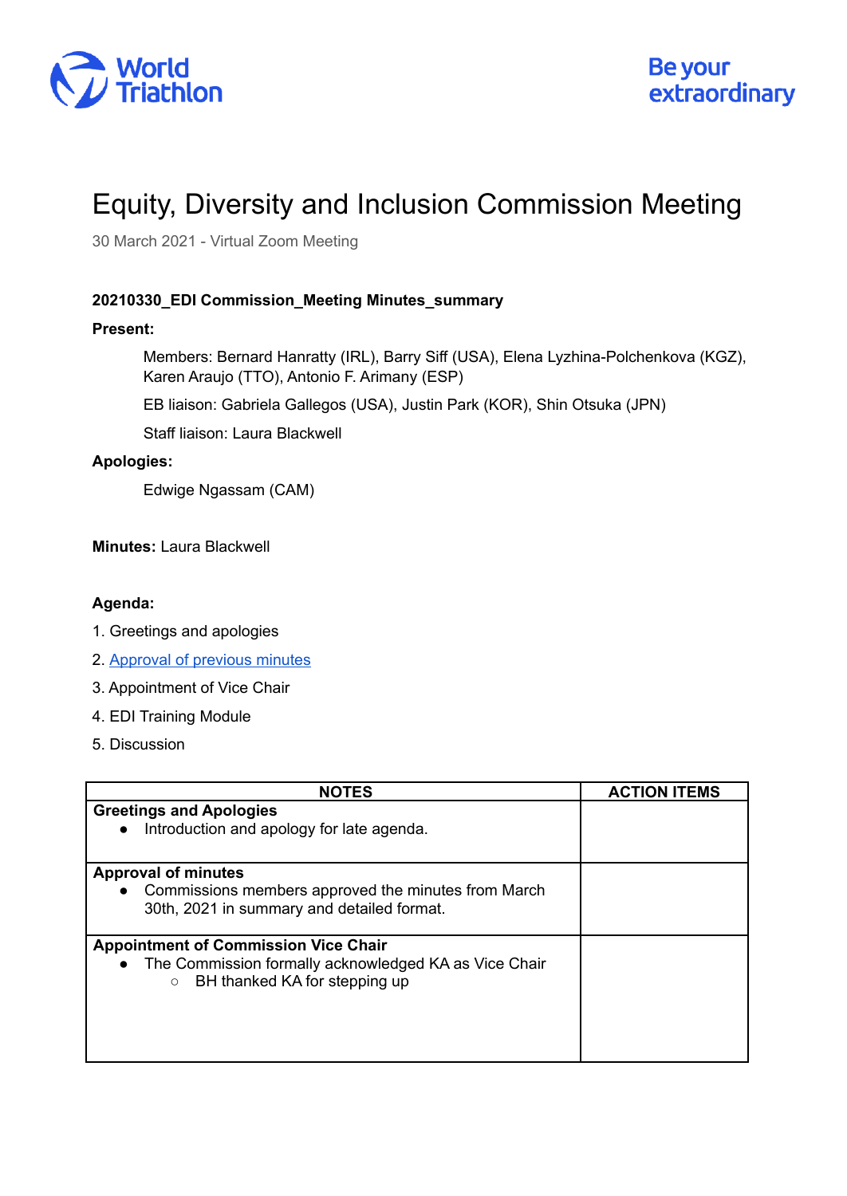World Triathlon

Be your extraordinary

# Equity, Diversity and Inclusion Commission Meeting

30 March 2021 - Virtual Zoom Meeting

**20210330_EDI Commission_Meeting Minutes_summary**

**Present:**

Members: Bernard Hanratty (IRL), Barry Siff (USA), Elena Lyzhina-Polchenkova (KGZ), Karen Araujo (TTO), Antonio F. Arimany (ESP)

EB liaison: Gabriela Gallegos (USA), Justin Park (KOR), Shin Otsuka (JPN)

Staff liaison: Laura Blackwell

**Apologies:**

Edwige Ngassam (CAM)

**Minutes:** Laura Blackwell

**Agenda:**

1. Greetings and apologies
2. Approval of previous minutes
3. Appointment of Vice Chair
4. EDI Training Module
5. Discussion

| NOTES | ACTION ITEMS |
|---|---|
| **Greetings and Apologies**<br>• Introduction and apology for late agenda. | |
| **Approval of minutes**<br>• Commissions members approved the minutes from March 30th, 2021 in summary and detailed format. | |
| **Appointment of Commission Vice Chair**<br>• The Commission formally acknowledged KA as Vice Chair<br>&nbsp;&nbsp;&nbsp;&nbsp;○ BH thanked KA for stepping up | |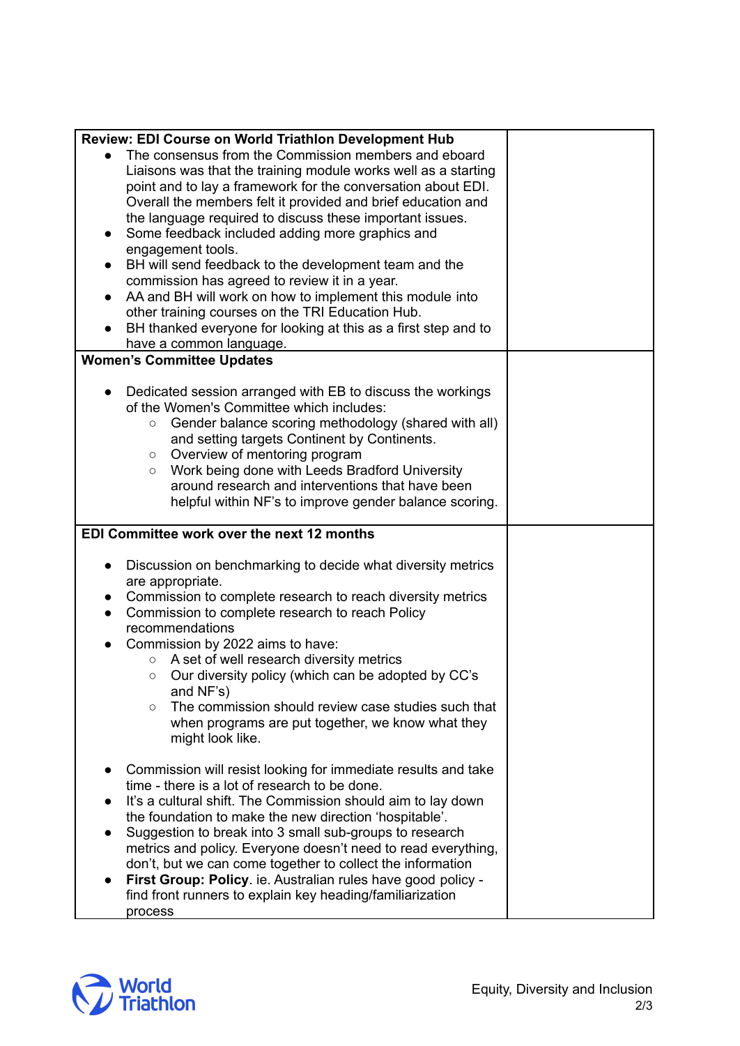| **Review: EDI Course on World Triathlon Development Hub**<br>• The consensus from the Commission members and eboard Liaisons was that the training module works well as a starting point and to lay a framework for the conversation about EDI. Overall the members felt it provided and brief education and the language required to discuss these important issues.<br>• Some feedback included adding more graphics and engagement tools.<br>• BH will send feedback to the development team and the commission has agreed to review it in a year.<br>• AA and BH will work on how to implement this module into other training courses on the TRI Education Hub.<br>• BH thanked everyone for looking at this as a first step and to have a common language. | |
|---|---|
| **Women's Committee Updates**<br><br>• Dedicated session arranged with EB to discuss the workings of the Women's Committee which includes:<br>  ○ Gender balance scoring methodology (shared with all) and setting targets Continent by Continents.<br>  ○ Overview of mentoring program<br>  ○ Work being done with Leeds Bradford University around research and interventions that have been helpful within NF's to improve gender balance scoring. | |
| **EDI Committee work over the next 12 months**<br><br>• Discussion on benchmarking to decide what diversity metrics are appropriate.<br>• Commission to complete research to reach diversity metrics<br>• Commission to complete research to reach Policy recommendations<br>• Commission by 2022 aims to have:<br>  ○ A set of well research diversity metrics<br>  ○ Our diversity policy (which can be adopted by CC's and NF's)<br>  ○ The commission should review case studies such that when programs are put together, we know what they might look like.<br><br>• Commission will resist looking for immediate results and take time - there is a lot of research to be done.<br>• It's a cultural shift. The Commission should aim to lay down the foundation to make the new direction 'hospitable'.<br>• Suggestion to break into 3 small sub-groups to research metrics and policy. Everyone doesn't need to read everything, don't, but we can come together to collect the information<br>• **First Group: Policy**. ie. Australian rules have good policy - find front runners to explain key heading/familiarization process | |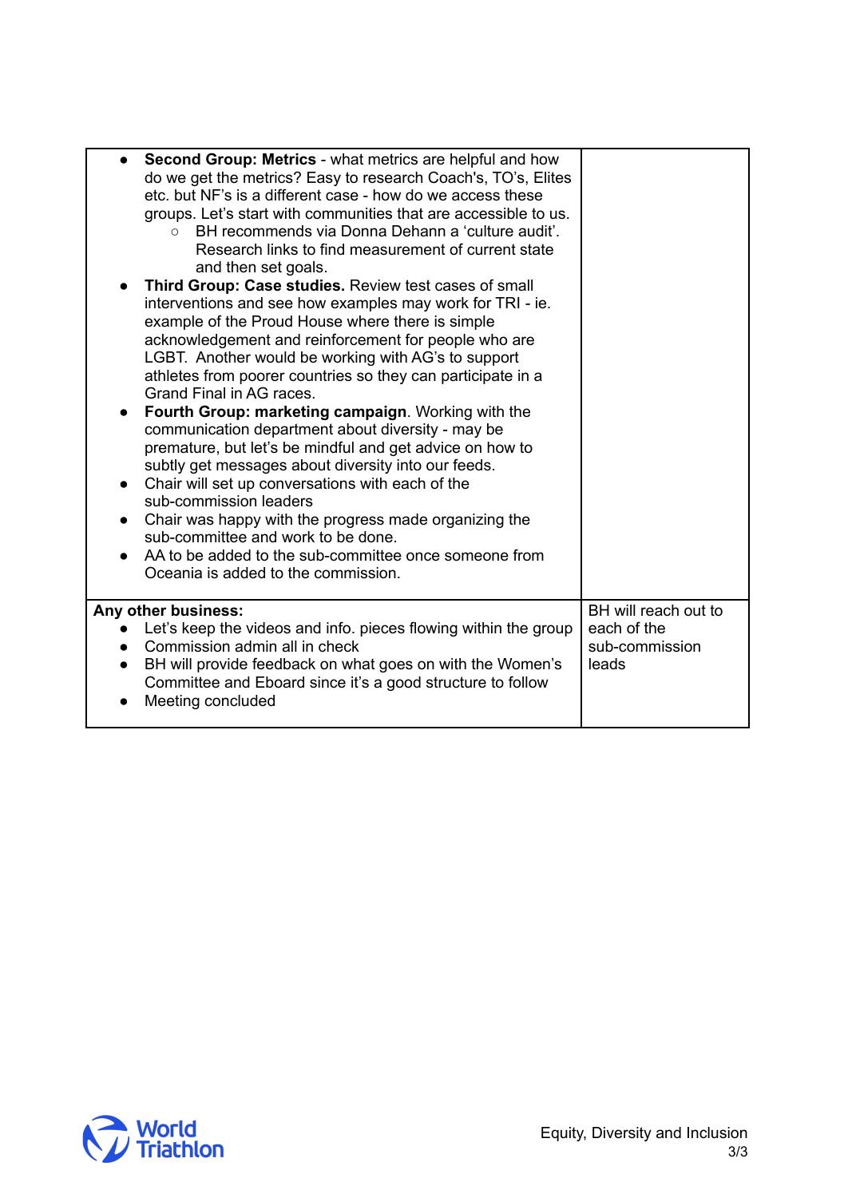| | |
|---|---|
| • **Second Group: Metrics** - what metrics are helpful and how do we get the metrics? Easy to research Coach's, TO's, Elites etc. but NF's is a different case - how do we access these groups. Let's start with communities that are accessible to us.<br>    ○ BH recommends via Donna Dehann a 'culture audit'. Research links to find measurement of current state and then set goals.<br>• **Third Group: Case studies.** Review test cases of small interventions and see how examples may work for TRI - ie. example of the Proud House where there is simple acknowledgement and reinforcement for people who are LGBT. Another would be working with AG's to support athletes from poorer countries so they can participate in a Grand Final in AG races.<br>• **Fourth Group: marketing campaign**. Working with the communication department about diversity - may be premature, but let's be mindful and get advice on how to subtly get messages about diversity into our feeds.<br>• Chair will set up conversations with each of the sub-commission leaders<br>• Chair was happy with the progress made organizing the sub-committee and work to be done.<br>• AA to be added to the sub-committee once someone from Oceania is added to the commission. | |
| **Any other business:**<br>• Let's keep the videos and info. pieces flowing within the group<br>• Commission admin all in check<br>• BH will provide feedback on what goes on with the Women's Committee and Eboard since it's a good structure to follow<br>• Meeting concluded | BH will reach out to each of the sub-commission leads |